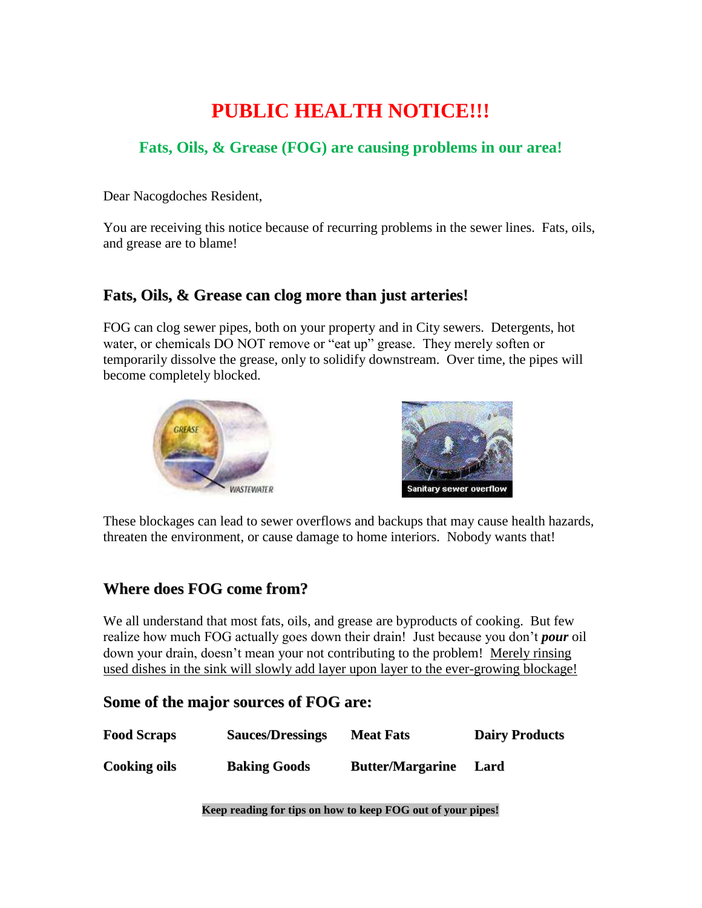# PUBLIC HEALTH NOTICE!!!

## Fats, Oils, & Grease (FOG) are causing problems in our area!

Dear Nacogdoches Resident,

You are receiving this notice because of recurring problems in the sewer lines. Fats, oils, and grease are to blame!

### Fats, Oils, & Grease can clog more than just arteries!

FOG can clog sewer pipes, both on your property and in City sewers. Detergents, hot water, or chemicals DO NOT remove or "eat up" grease. They merely soften or temporarily dissolve the grease, only to solidify downstream. Over time, the pipes will become completely blocked.

These blockages can lead to sewer overflows and backups that may cause health hazards, threaten the environment, or cause damage to home interiors. Nobody wants that!

### Where does FOG come from?

We all understand that most fats, oils, and grease are byproducts of cooking. But few realize how much FOG actually goes down their drain! Just because you don't ***pour*** oil down your drain, doesn't mean your not contributing to the problem! Merely rinsing used dishes in the sink will slowly add layer upon layer to the ever-growing blockage!

### Some of the major sources of FOG are:

| | | | |
|---|---|---|---|
| **Food Scraps** | **Sauces/Dressings** | **Meat Fats** | **Dairy Products** |
| **Cooking oils** | **Baking Goods** | **Butter/Margarine** | **Lard** |

**Keep reading for tips on how to keep FOG out of your pipes!**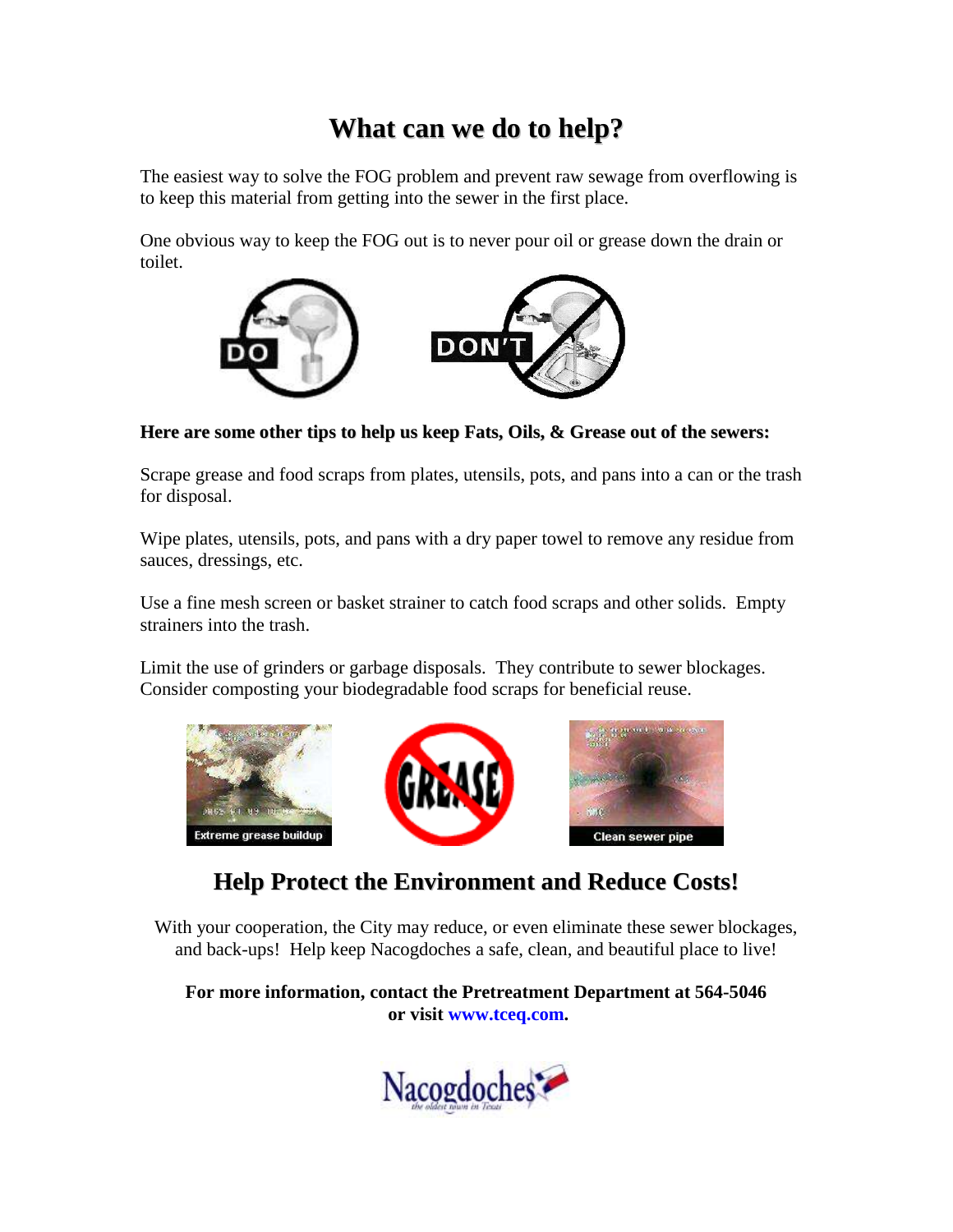# What can we do to help?

The easiest way to solve the FOG problem and prevent raw sewage from overflowing is to keep this material from getting into the sewer in the first place.

One obvious way to keep the FOG out is to never pour oil or grease down the drain or toilet.

DO

DON'T

**Here are some other tips to help us keep Fats, Oils, & Grease out of the sewers:**

Scrape grease and food scraps from plates, utensils, pots, and pans into a can or the trash for disposal.

Wipe plates, utensils, pots, and pans with a dry paper towel to remove any residue from sauces, dressings, etc.

Use a fine mesh screen or basket strainer to catch food scraps and other solids. Empty strainers into the trash.

Limit the use of grinders or garbage disposals. They contribute to sewer blockages. Consider composting your biodegradable food scraps for beneficial reuse.

Extreme grease buildup

GREASE

Clean sewer pipe

## Help Protect the Environment and Reduce Costs!

With your cooperation, the City may reduce, or even eliminate these sewer blockages, and back-ups! Help keep Nacogdoches a safe, clean, and beautiful place to live!

**For more information, contact the Pretreatment Department at 564-5046 or visit www.tceq.com.**

Nacogdoches
the oldest town in Texas